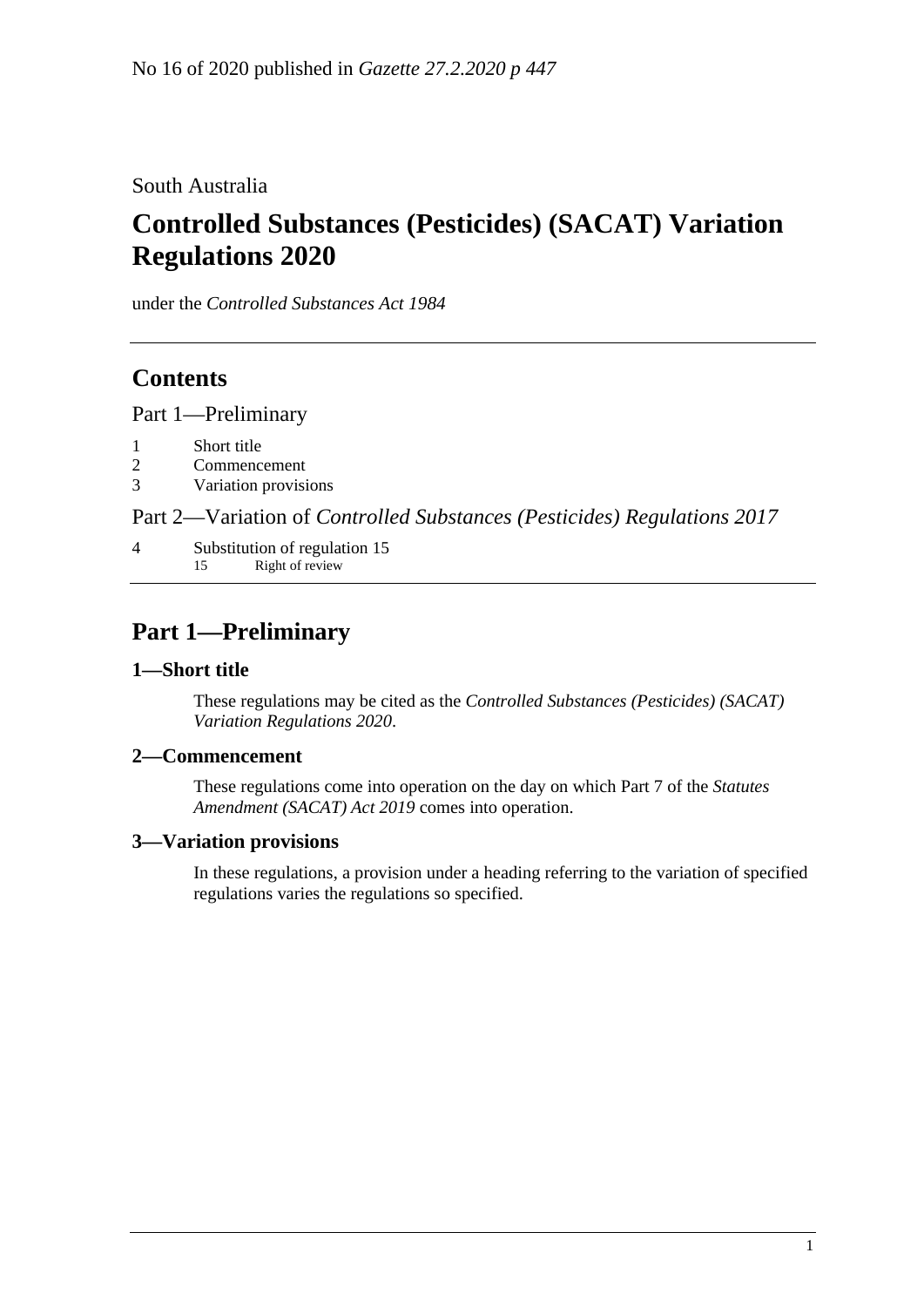No 16 of 2020 published in *Gazette 27.2.2020 p 447*

South Australia

# Controlled Substances (Pesticides) (SACAT) Variation Regulations 2020

under the *Controlled Substances Act 1984*

## Contents

Part 1—Preliminary

1 Short title
2 Commencement
3 Variation provisions

Part 2—Variation of *Controlled Substances (Pesticides) Regulations 2017*

4 Substitution of regulation 15
 15 Right of review

## Part 1—Preliminary

### 1—Short title

These regulations may be cited as the *Controlled Substances (Pesticides) (SACAT) Variation Regulations 2020*.

### 2—Commencement

These regulations come into operation on the day on which Part 7 of the *Statutes Amendment (SACAT) Act 2019* comes into operation.

### 3—Variation provisions

In these regulations, a provision under a heading referring to the variation of specified regulations varies the regulations so specified.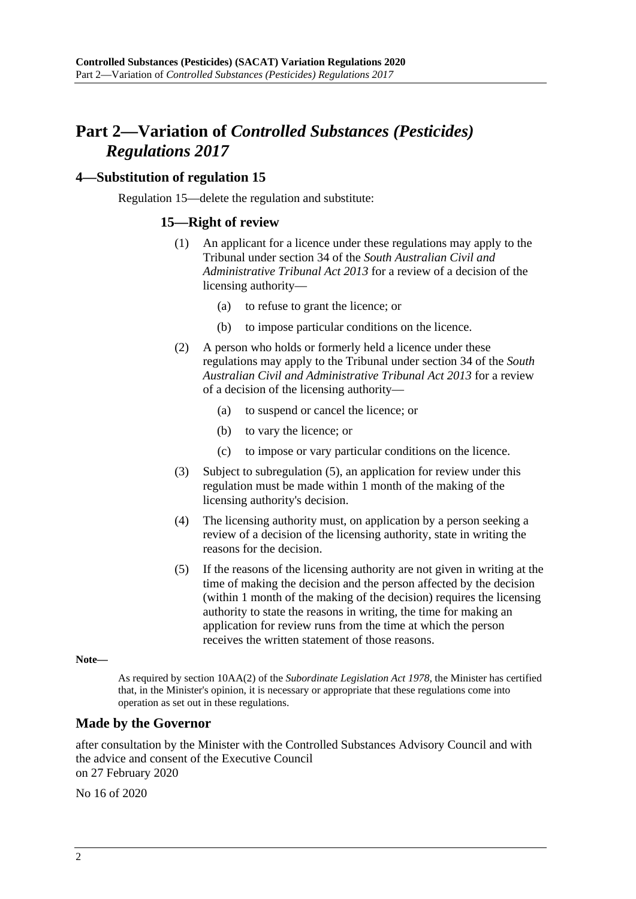# Part 2—Variation of *Controlled Substances (Pesticides) Regulations 2017*

## 4—Substitution of regulation 15

Regulation 15—delete the regulation and substitute:

### 15—Right of review

(1) An applicant for a licence under these regulations may apply to the Tribunal under section 34 of the *South Australian Civil and Administrative Tribunal Act 2013* for a review of a decision of the licensing authority—

(a) to refuse to grant the licence; or

(b) to impose particular conditions on the licence.

(2) A person who holds or formerly held a licence under these regulations may apply to the Tribunal under section 34 of the *South Australian Civil and Administrative Tribunal Act 2013* for a review of a decision of the licensing authority—

(a) to suspend or cancel the licence; or

(b) to vary the licence; or

(c) to impose or vary particular conditions on the licence.

(3) Subject to subregulation (5), an application for review under this regulation must be made within 1 month of the making of the licensing authority's decision.

(4) The licensing authority must, on application by a person seeking a review of a decision of the licensing authority, state in writing the reasons for the decision.

(5) If the reasons of the licensing authority are not given in writing at the time of making the decision and the person affected by the decision (within 1 month of the making of the decision) requires the licensing authority to state the reasons in writing, the time for making an application for review runs from the time at which the person receives the written statement of those reasons.

**Note—**

As required by section 10AA(2) of the *Subordinate Legislation Act 1978*, the Minister has certified that, in the Minister's opinion, it is necessary or appropriate that these regulations come into operation as set out in these regulations.

## Made by the Governor

after consultation by the Minister with the Controlled Substances Advisory Council and with the advice and consent of the Executive Council
on 27 February 2020

No 16 of 2020